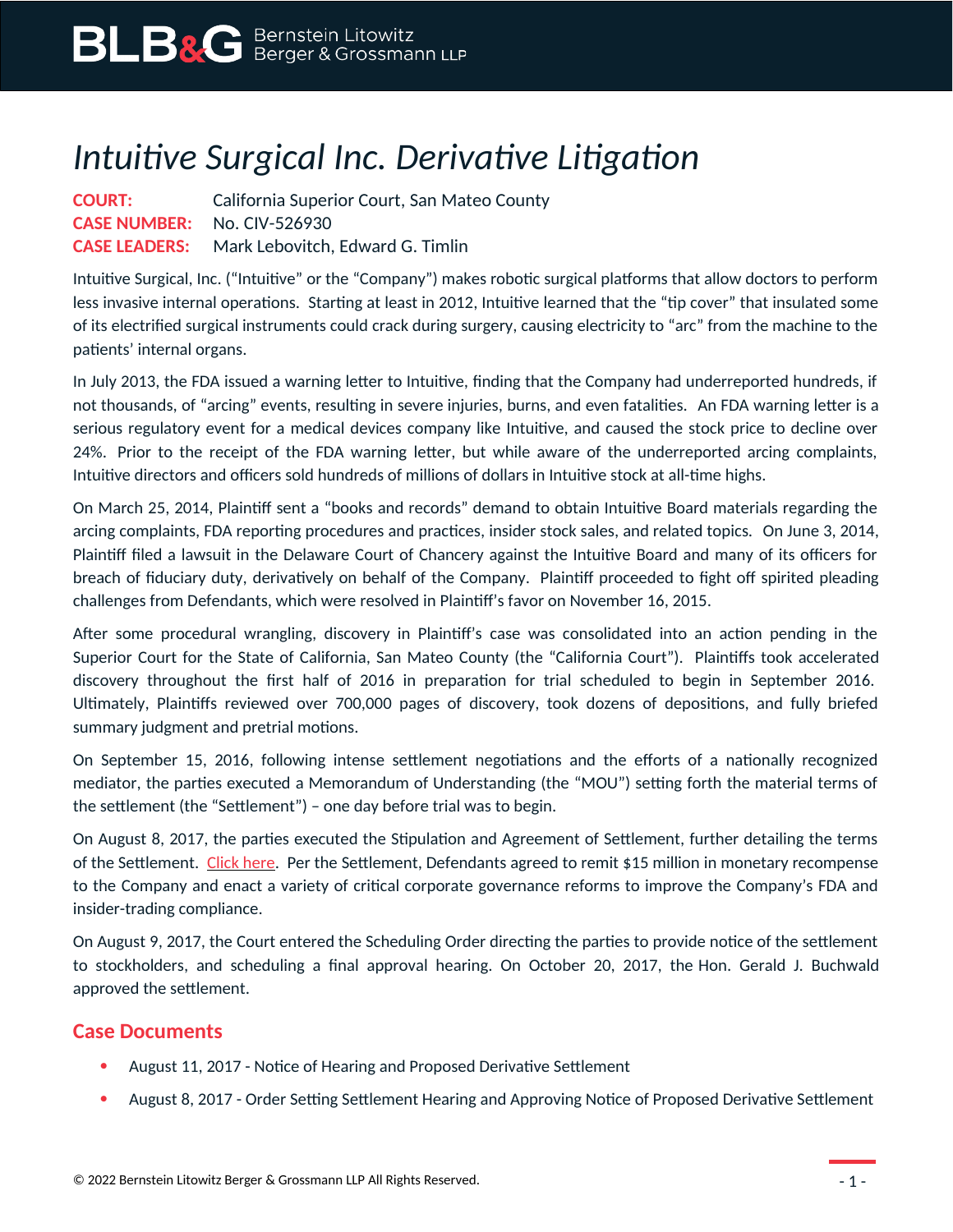BLB&G Bernstein Litowitz Berger & Grossmann LLP

# *Intuitive Surgical Inc. Derivative Litigation*

**COURT:** California Superior Court, San Mateo County
**CASE NUMBER:** No. CIV-526930
**CASE LEADERS:** Mark Lebovitch, Edward G. Timlin

Intuitive Surgical, Inc. ("Intuitive" or the "Company") makes robotic surgical platforms that allow doctors to perform less invasive internal operations. Starting at least in 2012, Intuitive learned that the "tip cover" that insulated some of its electrified surgical instruments could crack during surgery, causing electricity to "arc" from the machine to the patients' internal organs.

In July 2013, the FDA issued a warning letter to Intuitive, finding that the Company had underreported hundreds, if not thousands, of "arcing" events, resulting in severe injuries, burns, and even fatalities. An FDA warning letter is a serious regulatory event for a medical devices company like Intuitive, and caused the stock price to decline over 24%. Prior to the receipt of the FDA warning letter, but while aware of the underreported arcing complaints, Intuitive directors and officers sold hundreds of millions of dollars in Intuitive stock at all-time highs.

On March 25, 2014, Plaintiff sent a "books and records" demand to obtain Intuitive Board materials regarding the arcing complaints, FDA reporting procedures and practices, insider stock sales, and related topics. On June 3, 2014, Plaintiff filed a lawsuit in the Delaware Court of Chancery against the Intuitive Board and many of its officers for breach of fiduciary duty, derivatively on behalf of the Company. Plaintiff proceeded to fight off spirited pleading challenges from Defendants, which were resolved in Plaintiff's favor on November 16, 2015.

After some procedural wrangling, discovery in Plaintiff's case was consolidated into an action pending in the Superior Court for the State of California, San Mateo County (the "California Court"). Plaintiffs took accelerated discovery throughout the first half of 2016 in preparation for trial scheduled to begin in September 2016. Ultimately, Plaintiffs reviewed over 700,000 pages of discovery, took dozens of depositions, and fully briefed summary judgment and pretrial motions.

On September 15, 2016, following intense settlement negotiations and the efforts of a nationally recognized mediator, the parties executed a Memorandum of Understanding (the "MOU") setting forth the material terms of the settlement (the "Settlement") – one day before trial was to begin.

On August 8, 2017, the parties executed the Stipulation and Agreement of Settlement, further detailing the terms of the Settlement. Click here. Per the Settlement, Defendants agreed to remit $15 million in monetary recompense to the Company and enact a variety of critical corporate governance reforms to improve the Company's FDA and insider-trading compliance.

On August 9, 2017, the Court entered the Scheduling Order directing the parties to provide notice of the settlement to stockholders, and scheduling a final approval hearing. On October 20, 2017, the Hon. Gerald J. Buchwald approved the settlement.

## Case Documents

- August 11, 2017 - Notice of Hearing and Proposed Derivative Settlement
- August 8, 2017 - Order Setting Settlement Hearing and Approving Notice of Proposed Derivative Settlement

© 2022 Bernstein Litowitz Berger & Grossmann LLP All Rights Reserved.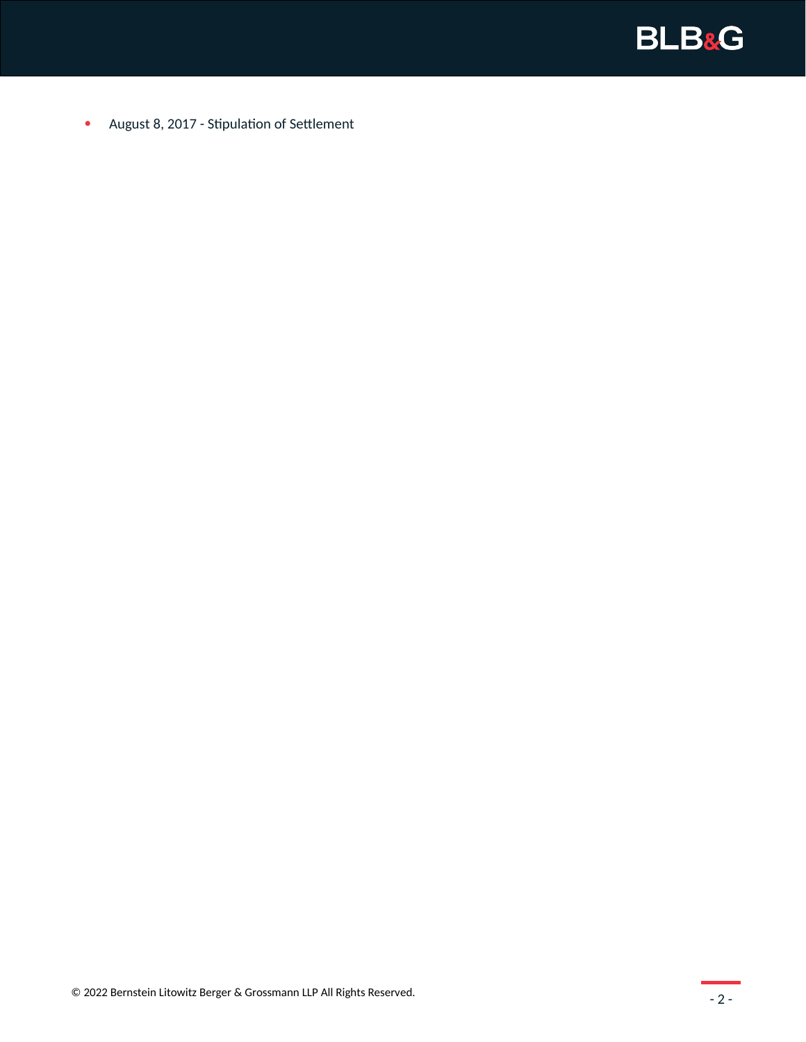- August 8, 2017 - Stipulation of Settlement